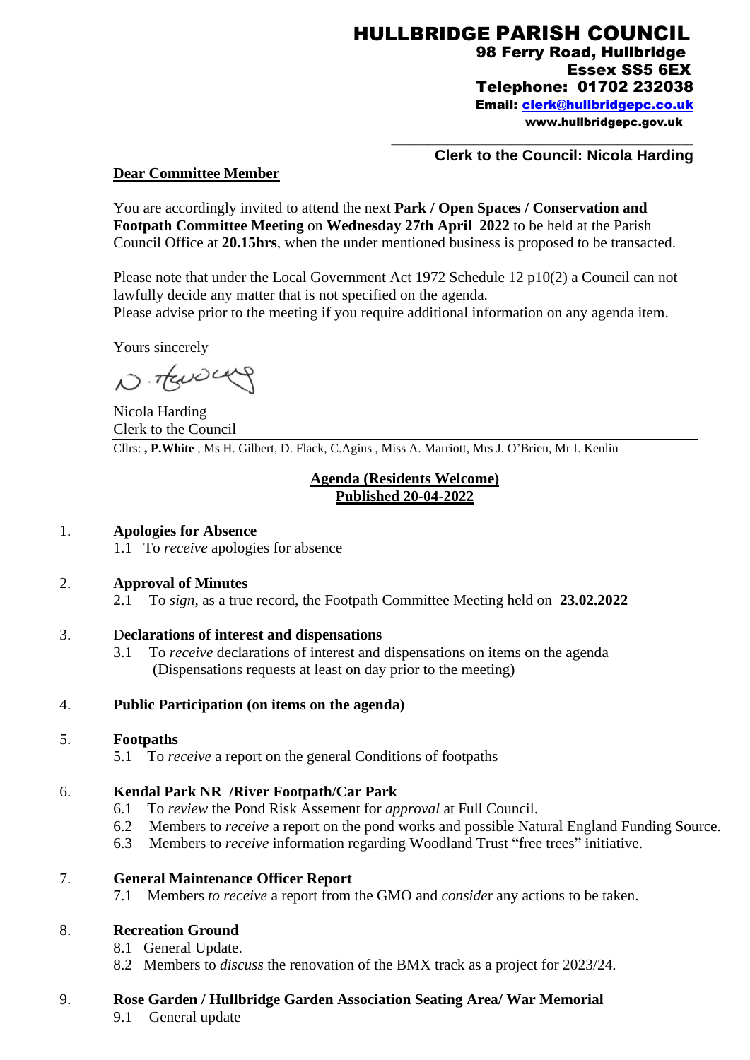# HULLBRIDGE PARISH COUNCIL

**98 Ferry Road, Hullbridge**
**Essex SS5 6EX**
**Telephone: 01702 232038**
**Email: clerk@hullbridgepc.co.uk**
**www.hullbridgepc.gov.uk**

**Clerk to the Council: Nicola Harding**

**Dear Committee Member**

You are accordingly invited to attend the next **Park / Open Spaces / Conservation and Footpath Committee Meeting** on **Wednesday 27th April 2022** to be held at the Parish Council Office at **20.15hrs**, when the under mentioned business is proposed to be transacted.

Please note that under the Local Government Act 1972 Schedule 12 p10(2) a Council can not lawfully decide any matter that is not specified on the agenda.
Please advise prior to the meeting if you require additional information on any agenda item.

Yours sincerely

N. Harding

Nicola Harding
Clerk to the Council

Cllrs: **, P.White** , Ms H. Gilbert, D. Flack, C.Agius , Miss A. Marriott, Mrs J. O'Brien, Mr I. Kenlin

## Agenda (Residents Welcome)
## Published 20-04-2022

1. **Apologies for Absence**
   1.1 To *receive* apologies for absence

2. **Approval of Minutes**
   2.1 To *sign*, as a true record, the Footpath Committee Meeting held on **23.02.2022**

3. **Declarations of interest and dispensations**
   3.1 To *receive* declarations of interest and dispensations on items on the agenda (Dispensations requests at least on day prior to the meeting)

4. **Public Participation (on items on the agenda)**

5. **Footpaths**
   5.1 To *receive* a report on the general Conditions of footpaths

6. **Kendal Park NR /River Footpath/Car Park**
   6.1 To *review* the Pond Risk Assement for *approval* at Full Council.
   6.2 Members to *receive* a report on the pond works and possible Natural England Funding Source.
   6.3 Members to *receive* information regarding Woodland Trust "free trees" initiative.

7. **General Maintenance Officer Report**
   7.1 Members *to receive* a report from the GMO and *conside*r any actions to be taken.

8. **Recreation Ground**
   8.1 General Update.
   8.2 Members to *discuss* the renovation of the BMX track as a project for 2023/24.

9. **Rose Garden / Hullbridge Garden Association Seating Area/ War Memorial**
   9.1 General update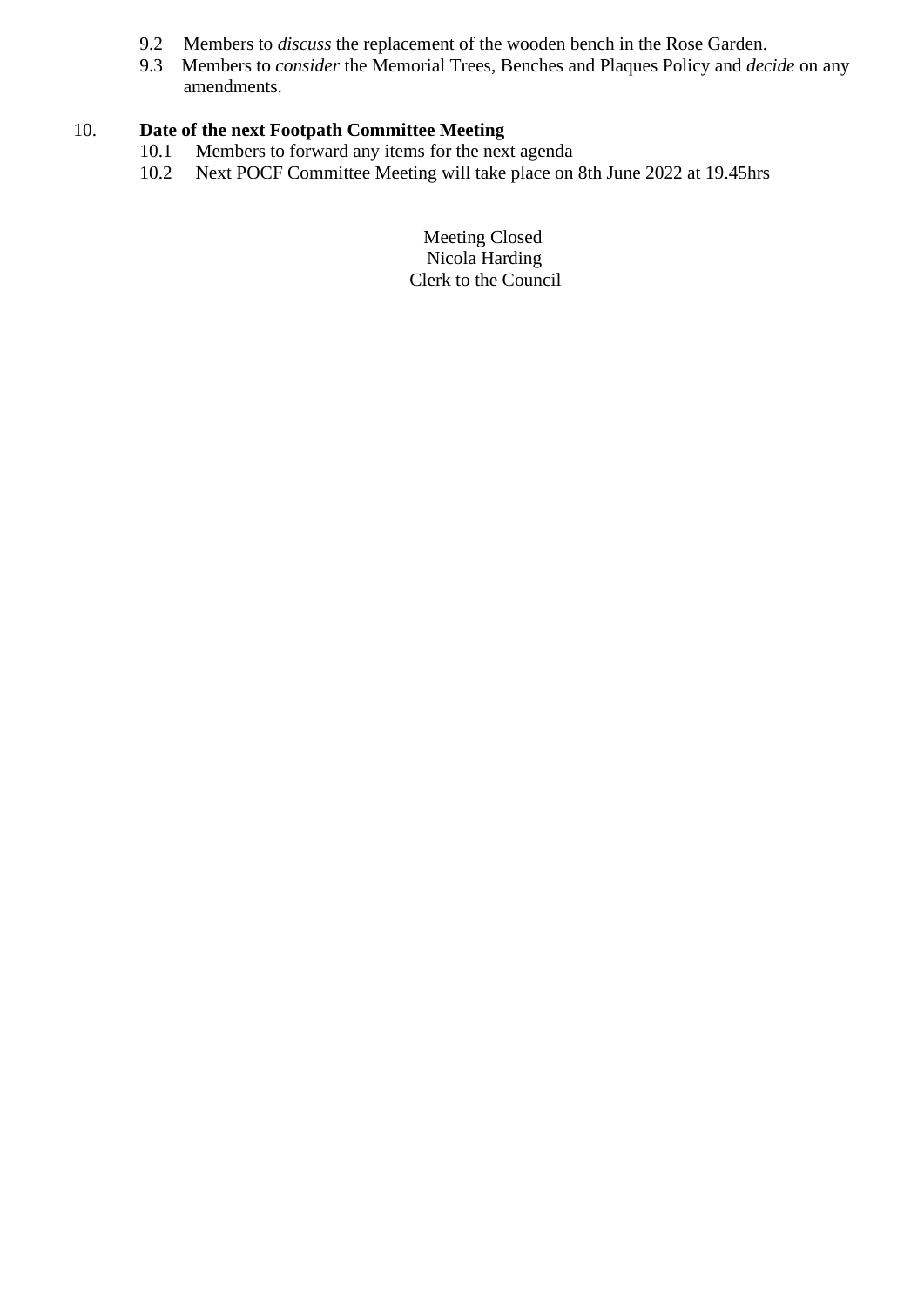9.2 Members to *discuss* the replacement of the wooden bench in the Rose Garden.
9.3 Members to *consider* the Memorial Trees, Benches and Plaques Policy and *decide* on any amendments.

10. **Date of the next Footpath Committee Meeting**
10.1 Members to forward any items for the next agenda
10.2 Next POCF Committee Meeting will take place on 8th June 2022 at 19.45hrs

Meeting Closed
Nicola Harding
Clerk to the Council